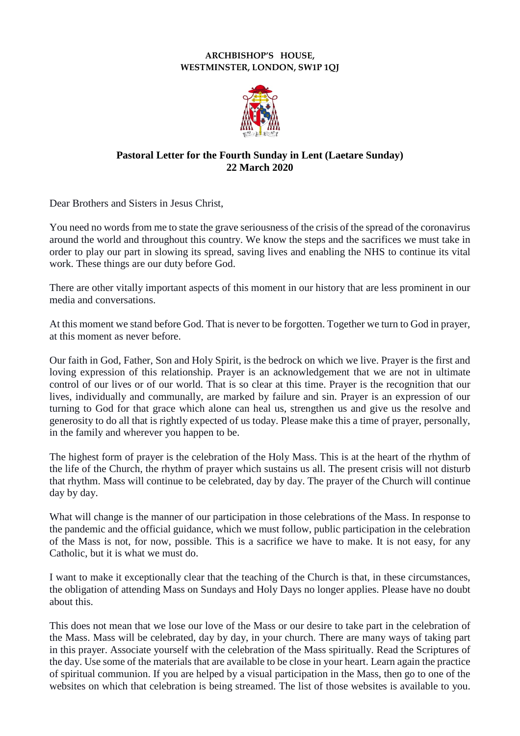**ARCHBISHOP'S HOUSE,**
**WESTMINSTER, LONDON, SW1P 1QJ**

## Pastoral Letter for the Fourth Sunday in Lent (Laetare Sunday)
## 22 March 2020

Dear Brothers and Sisters in Jesus Christ,

You need no words from me to state the grave seriousness of the crisis of the spread of the coronavirus around the world and throughout this country. We know the steps and the sacrifices we must take in order to play our part in slowing its spread, saving lives and enabling the NHS to continue its vital work. These things are our duty before God.

There are other vitally important aspects of this moment in our history that are less prominent in our media and conversations.

At this moment we stand before God. That is never to be forgotten. Together we turn to God in prayer, at this moment as never before.

Our faith in God, Father, Son and Holy Spirit, is the bedrock on which we live. Prayer is the first and loving expression of this relationship. Prayer is an acknowledgement that we are not in ultimate control of our lives or of our world. That is so clear at this time. Prayer is the recognition that our lives, individually and communally, are marked by failure and sin. Prayer is an expression of our turning to God for that grace which alone can heal us, strengthen us and give us the resolve and generosity to do all that is rightly expected of us today. Please make this a time of prayer, personally, in the family and wherever you happen to be.

The highest form of prayer is the celebration of the Holy Mass. This is at the heart of the rhythm of the life of the Church, the rhythm of prayer which sustains us all. The present crisis will not disturb that rhythm. Mass will continue to be celebrated, day by day. The prayer of the Church will continue day by day.

What will change is the manner of our participation in those celebrations of the Mass. In response to the pandemic and the official guidance, which we must follow, public participation in the celebration of the Mass is not, for now, possible. This is a sacrifice we have to make. It is not easy, for any Catholic, but it is what we must do.

I want to make it exceptionally clear that the teaching of the Church is that, in these circumstances, the obligation of attending Mass on Sundays and Holy Days no longer applies. Please have no doubt about this.

This does not mean that we lose our love of the Mass or our desire to take part in the celebration of the Mass. Mass will be celebrated, day by day, in your church. There are many ways of taking part in this prayer. Associate yourself with the celebration of the Mass spiritually. Read the Scriptures of the day. Use some of the materials that are available to be close in your heart. Learn again the practice of spiritual communion. If you are helped by a visual participation in the Mass, then go to one of the websites on which that celebration is being streamed. The list of those websites is available to you.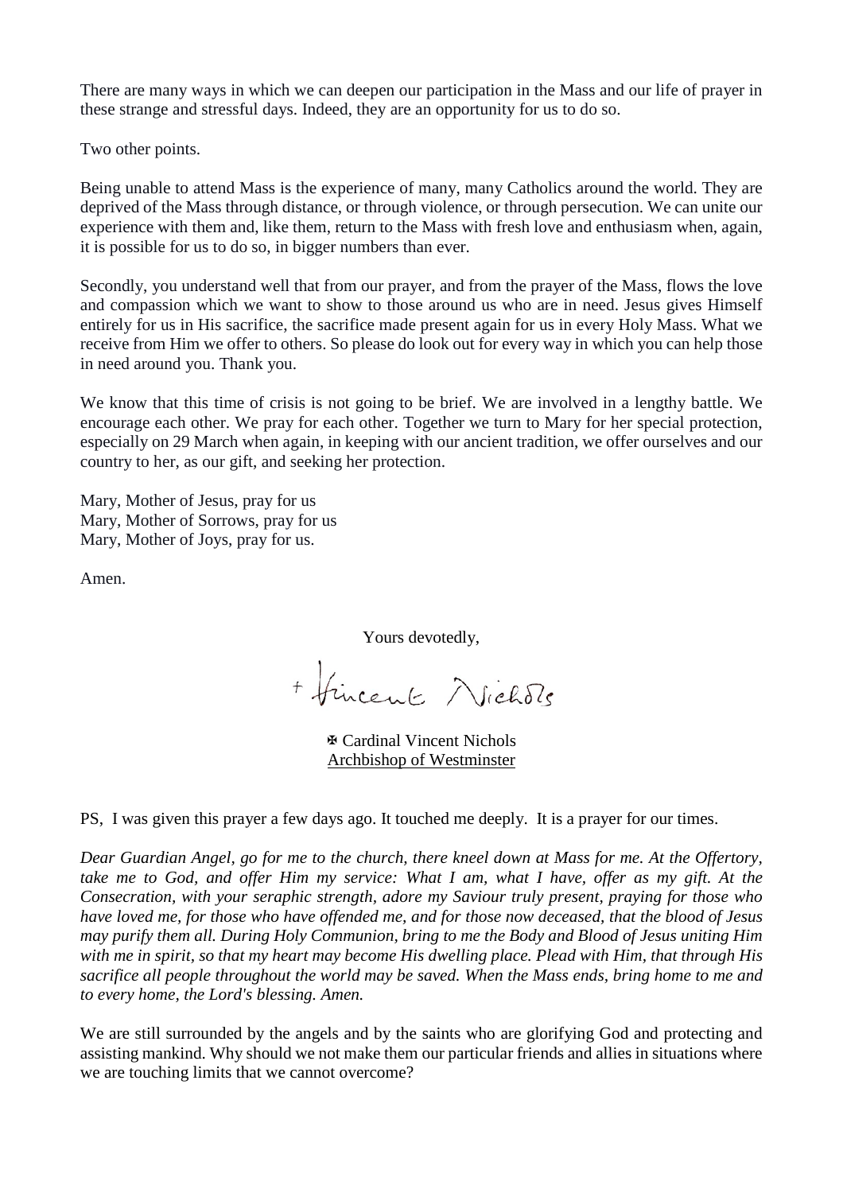There are many ways in which we can deepen our participation in the Mass and our life of prayer in these strange and stressful days. Indeed, they are an opportunity for us to do so.

Two other points.

Being unable to attend Mass is the experience of many, many Catholics around the world. They are deprived of the Mass through distance, or through violence, or through persecution. We can unite our experience with them and, like them, return to the Mass with fresh love and enthusiasm when, again, it is possible for us to do so, in bigger numbers than ever.

Secondly, you understand well that from our prayer, and from the prayer of the Mass, flows the love and compassion which we want to show to those around us who are in need. Jesus gives Himself entirely for us in His sacrifice, the sacrifice made present again for us in every Holy Mass. What we receive from Him we offer to others. So please do look out for every way in which you can help those in need around you. Thank you.

We know that this time of crisis is not going to be brief. We are involved in a lengthy battle. We encourage each other. We pray for each other. Together we turn to Mary for her special protection, especially on 29 March when again, in keeping with our ancient tradition, we offer ourselves and our country to her, as our gift, and seeking her protection.

Mary, Mother of Jesus, pray for us
Mary, Mother of Sorrows, pray for us
Mary, Mother of Joys, pray for us.

Amen.

Yours devotedly,

+ Vincent Nichols

✠ Cardinal Vincent Nichols
Archbishop of Westminster

PS, I was given this prayer a few days ago. It touched me deeply. It is a prayer for our times.

*Dear Guardian Angel, go for me to the church, there kneel down at Mass for me. At the Offertory, take me to God, and offer Him my service: What I am, what I have, offer as my gift. At the Consecration, with your seraphic strength, adore my Saviour truly present, praying for those who have loved me, for those who have offended me, and for those now deceased, that the blood of Jesus may purify them all. During Holy Communion, bring to me the Body and Blood of Jesus uniting Him with me in spirit, so that my heart may become His dwelling place. Plead with Him, that through His sacrifice all people throughout the world may be saved. When the Mass ends, bring home to me and to every home, the Lord's blessing. Amen.*

We are still surrounded by the angels and by the saints who are glorifying God and protecting and assisting mankind. Why should we not make them our particular friends and allies in situations where we are touching limits that we cannot overcome?